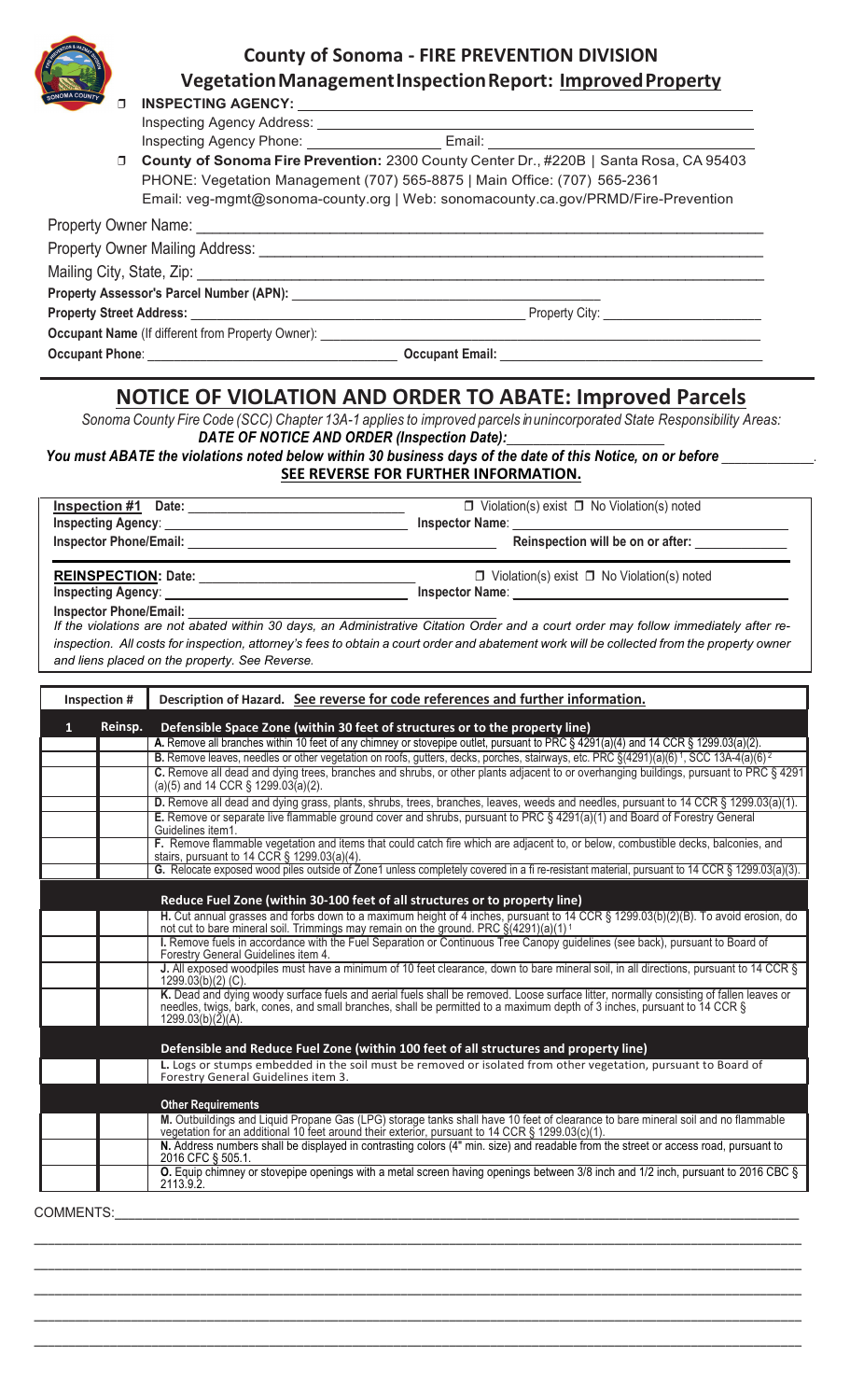# County of Sonoma - FIRE PREVENTION DIVISION

## Vegetation Management Inspection Report: **Improved Property**

☐ **INSPECTING AGENCY:** ______________________________

Inspecting Agency Address: ______________________________

Inspecting Agency Phone: ______________ Email: ______________

☐ **County of Sonoma Fire Prevention:** 2300 County Center Dr., #220B | Santa Rosa, CA 95403
PHONE: Vegetation Management (707) 565-8875 | Main Office: (707) 565-2361
Email: veg-mgmt@sonoma-county.org | Web: sonomacounty.ca.gov/PRMD/Fire-Prevention

Property Owner Name: ______________________________

Property Owner Mailing Address: ______________________________

Mailing City, State, Zip: ______________________________

**Property Assessor's Parcel Number (APN):** ______________________________

**Property Street Address:** ______________________________ Property City: ______________

**Occupant Name** (If different from Property Owner): ______________________________

**Occupant Phone**: ______________ **Occupant Email:** ______________

## NOTICE OF VIOLATION AND ORDER TO ABATE: Improved Parcels

*Sonoma County Fire Code (SCC) Chapter 13A-1 applies to improved parcels in unincorporated State Responsibility Areas:*

***DATE OF NOTICE AND ORDER (Inspection Date):*** ______________

***You must ABATE the violations noted below within 30 business days of the date of this Notice, on or before*** ______________.

**SEE REVERSE FOR FURTHER INFORMATION.**

**Inspection #1 Date:** ______________ ☐ Violation(s) exist ☐ No Violation(s) noted

**Inspecting Agency**: ______________ **Inspector Name**: ______________

**Inspector Phone/Email:** ______________ **Reinspection will be on or after:** ______________

**REINSPECTION: Date:** ______________ ☐ Violation(s) exist ☐ No Violation(s) noted

**Inspecting Agency**: ______________ **Inspector Name**: ______________

**Inspector Phone/Email:** ______________

*If the violations are not abated within 30 days, an Administrative Citation Order and a court order may follow immediately after re-inspection. All costs for inspection, attorney's fees to obtain a court order and abatement work will be collected from the property owner and liens placed on the property. See Reverse.*

| Inspection # | | Description of Hazard. See reverse for code references and further information. |
|---|---|---|
| **1** | **Reinsp.** | **Defensible Space Zone (within 30 feet of structures or to the property line)** |
| | | **A.** Remove all branches within 10 feet of any chimney or stovepipe outlet, pursuant to PRC § 4291(a)(4) and 14 CCR § 1299.03(a)(2). |
| | | **B.** Remove leaves, needles or other vegetation on roofs, gutters, decks, porches, stairways, etc. PRC §(4291)(a)(6)[1], SCC 13A-4(a)(6)[2] |
| | | **C.** Remove all dead and dying trees, branches and shrubs, or other plants adjacent to or overhanging buildings, pursuant to PRC § 4291 (a)(5) and 14 CCR § 1299.03(a)(2). |
| | | **D.** Remove all dead and dying grass, plants, shrubs, trees, branches, leaves, weeds and needles, pursuant to 14 CCR § 1299.03(a)(1). |
| | | **E.** Remove or separate live flammable ground cover and shrubs, pursuant to PRC § 4291(a)(1) and Board of Forestry General Guidelines item1. |
| | | **F.** Remove flammable vegetation and items that could catch fire which are adjacent to, or below, combustible decks, balconies, and stairs, pursuant to 14 CCR § 1299.03(a)(4). |
| | | **G.** Relocate exposed wood piles outside of Zone1 unless completely covered in a fi re-resistant material, pursuant to 14 CCR § 1299.03(a)(3). |
| | | **Reduce Fuel Zone (within 30-100 feet of all structures or to property line)** |
| | | **H.** Cut annual grasses and forbs down to a maximum height of 4 inches, pursuant to 14 CCR § 1299.03(b)(2)(B). To avoid erosion, do not cut to bare mineral soil. Trimmings may remain on the ground. PRC §(4291)(a)(1)[1] |
| | | **I.** Remove fuels in accordance with the Fuel Separation or Continuous Tree Canopy guidelines (see back), pursuant to Board of Forestry General Guidelines item 4. |
| | | **J.** All exposed woodpiles must have a minimum of 10 feet clearance, down to bare mineral soil, in all directions, pursuant to 14 CCR § 1299.03(b)(2) (C). |
| | | **K.** Dead and dying woody surface fuels and aerial fuels shall be removed. Loose surface litter, normally consisting of fallen leaves or needles, twigs, bark, cones, and small branches, shall be permitted to a maximum depth of 3 inches, pursuant to 14 CCR § 1299.03(b)(2)(A). |
| | | **Defensible and Reduce Fuel Zone (within 100 feet of all structures and property line)** |
| | | **L.** Logs or stumps embedded in the soil must be removed or isolated from other vegetation, pursuant to Board of Forestry General Guidelines item 3. |
| | | **Other Requirements** |
| | | **M.** Outbuildings and Liquid Propane Gas (LPG) storage tanks shall have 10 feet of clearance to bare mineral soil and no flammable vegetation for an additional 10 feet around their exterior, pursuant to 14 CCR § 1299.03(c)(1). |
| | | **N.** Address numbers shall be displayed in contrasting colors (4" min. size) and readable from the street or access road, pursuant to 2016 CFC § 505.1. |
| | | **O.** Equip chimney or stovepipe openings with a metal screen having openings between 3/8 inch and 1/2 inch, pursuant to 2016 CBC § 2113.9.2. |

COMMENTS: ______________________________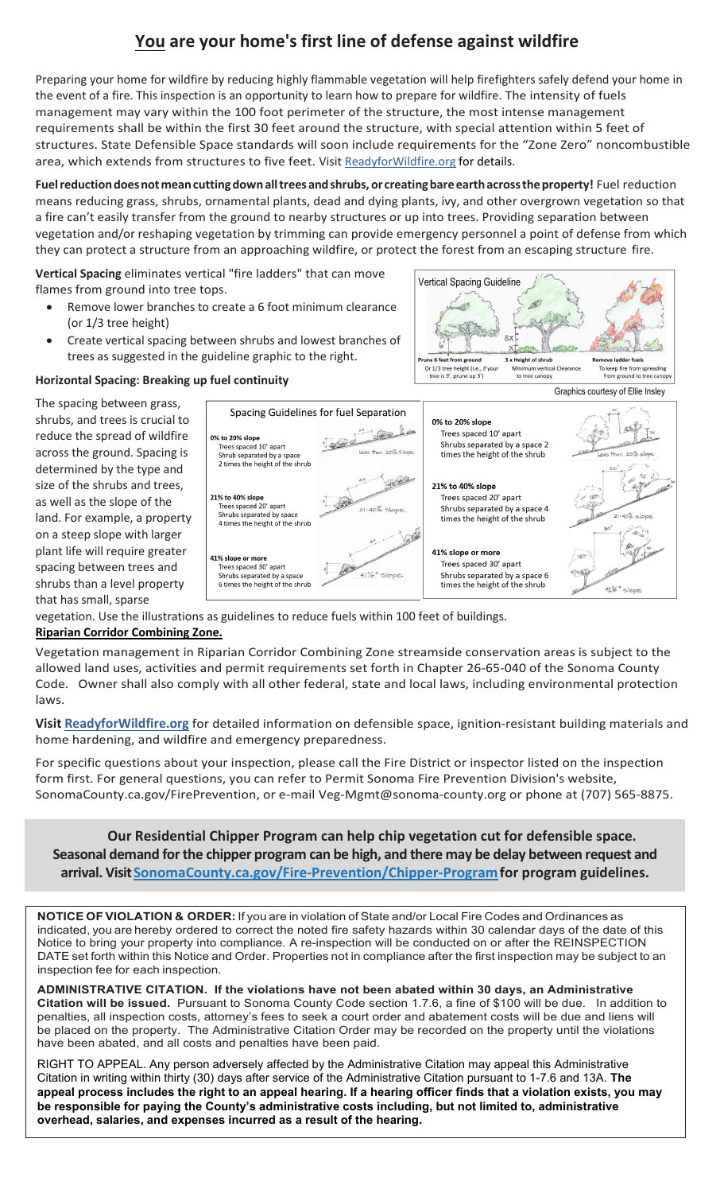# <u>You</u> are your home's first line of defense against wildfire

Preparing your home for wildfire by reducing highly flammable vegetation will help firefighters safely defend your home in the event of a fire. This inspection is an opportunity to learn how to prepare for wildfire. The intensity of fuels management may vary within the 100 foot perimeter of the structure, the most intense management requirements shall be within the first 30 feet around the structure, with special attention within 5 feet of structures. State Defensible Space standards will soon include requirements for the "Zone Zero" noncombustible area, which extends from structures to five feet. Visit ReadyforWildfire.org for details.

**Fuel reduction does not mean cutting down all trees and shrubs, or creating bare earth across the property!** Fuel reduction means reducing grass, shrubs, ornamental plants, dead and dying plants, ivy, and other overgrown vegetation so that a fire can't easily transfer from the ground to nearby structures or up into trees. Providing separation between vegetation and/or reshaping vegetation by trimming can provide emergency personnel a point of defense from which they can protect a structure from an approaching wildfire, or protect the forest from an escaping structure fire.

**Vertical Spacing** eliminates vertical "fire ladders" that can move flames from ground into tree tops.

- Remove lower branches to create a 6 foot minimum clearance (or 1/3 tree height)
- Create vertical spacing between shrubs and lowest branches of trees as suggested in the guideline graphic to the right.

Vertical Spacing Guideline

**Prune 6 feet from ground** Or 1/3 tree height (i.e., if your tree is 9', prune up 3')

**3 x Height of shrub** Minimum vertical Clearance to tree canopy

**Remove ladder fuels** To keep fire from spreading from ground to tree canopy

Graphics courtesy of Ellie Insley

### Horizontal Spacing: Breaking up fuel continuity

The spacing between grass, shrubs, and trees is crucial to reduce the spread of wildfire across the ground. Spacing is determined by the type and size of the shrubs and trees, as well as the slope of the land. For example, a property on a steep slope with larger plant life will require greater spacing between trees and shrubs than a level property that has small, sparse vegetation. Use the illustrations as guidelines to reduce fuels within 100 feet of buildings.

Spacing Guidelines for fuel Separation

**0% to 20% slope**
Trees spaced 10' apart
Shrubs separated by a space 2 times the height of the shrub

**21% to 40% slope**
Trees spaced 20' apart
Shrubs separated by a space 4 times the height of the shrub

**41% slope or more**
Trees spaced 30' apart
Shrubs separated by a space 6 times the height of the shrub

### <u>Riparian Corridor Combining Zone.</u>

Vegetation management in Riparian Corridor Combining Zone streamside conservation areas is subject to the allowed land uses, activities and permit requirements set forth in Chapter 26-65-040 of the Sonoma County Code. Owner shall also comply with all other federal, state and local laws, including environmental protection laws.

**Visit ReadyforWildfire.org** for detailed information on defensible space, ignition-resistant building materials and home hardening, and wildfire and emergency preparedness.

For specific questions about your inspection, please call the Fire District or inspector listed on the inspection form first. For general questions, you can refer to Permit Sonoma Fire Prevention Division's website, SonomaCounty.ca.gov/FirePrevention, or e-mail Veg-Mgmt@sonoma-county.org or phone at (707) 565-8875.

**Our Residential Chipper Program can help chip vegetation cut for defensible space. Seasonal demand for the chipper program can be high, and there may be delay between request and arrival. Visit SonomaCounty.ca.gov/Fire-Prevention/Chipper-Program for program guidelines.**

**NOTICE OF VIOLATION & ORDER:** If you are in violation of State and/or Local Fire Codes and Ordinances as indicated, you are hereby ordered to correct the noted fire safety hazards within 30 calendar days of the date of this Notice to bring your property into compliance. A re-inspection will be conducted on or after the REINSPECTION DATE set forth within this Notice and Order. Properties not in compliance after the first inspection may be subject to an inspection fee for each inspection.

**ADMINISTRATIVE CITATION. If the violations have not been abated within 30 days, an Administrative Citation will be issued.** Pursuant to Sonoma County Code section 1.7.6, a fine of $100 will be due. In addition to penalties, all inspection costs, attorney's fees to seek a court order and abatement costs will be due and liens will be placed on the property. The Administrative Citation Order may be recorded on the property until the violations have been abated, and all costs and penalties have been paid.

RIGHT TO APPEAL. Any person adversely affected by the Administrative Citation may appeal this Administrative Citation in writing within thirty (30) days after service of the Administrative Citation pursuant to 1-7.6 and 13A. **The appeal process includes the right to an appeal hearing. If a hearing officer finds that a violation exists, you may be responsible for paying the County's administrative costs including, but not limited to, administrative overhead, salaries, and expenses incurred as a result of the hearing.**